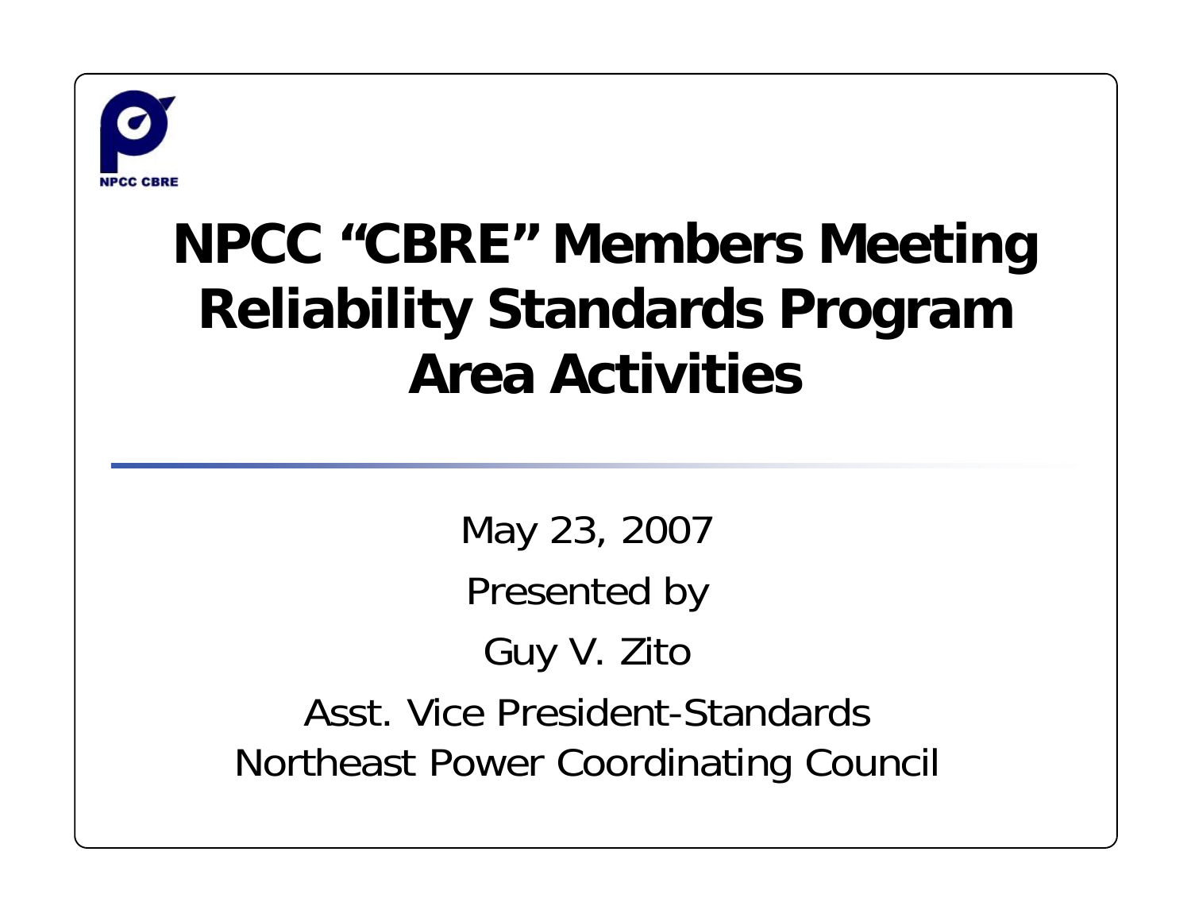NPCC CBRE

# NPCC "CBRE" Members Meeting Reliability Standards Program Area Activities

May 23, 2007

Presented by

Guy V. Zito

Asst. Vice President-Standards
Northeast Power Coordinating Council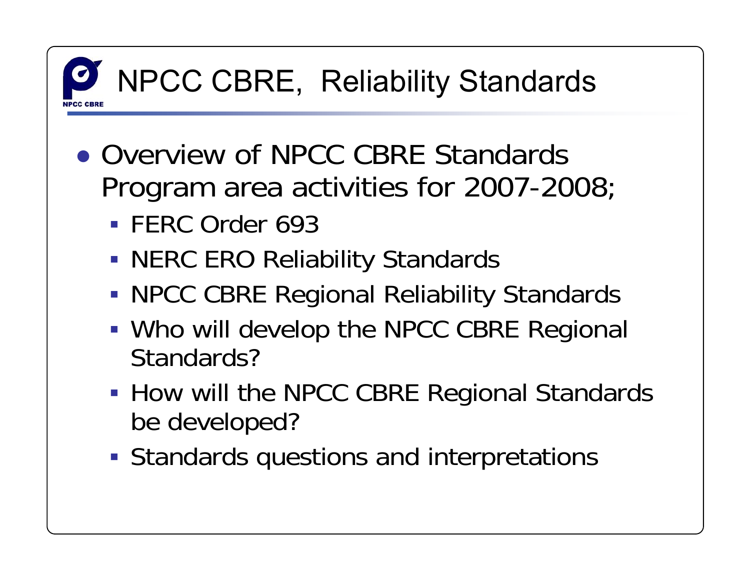# NPCC CBRE, Reliability Standards

- Overview of NPCC CBRE Standards Program area activities for 2007-2008;
  - FERC Order 693
  - NERC ERO Reliability Standards
  - NPCC CBRE Regional Reliability Standards
  - Who will develop the NPCC CBRE Regional Standards?
  - How will the NPCC CBRE Regional Standards be developed?
  - Standards questions and interpretations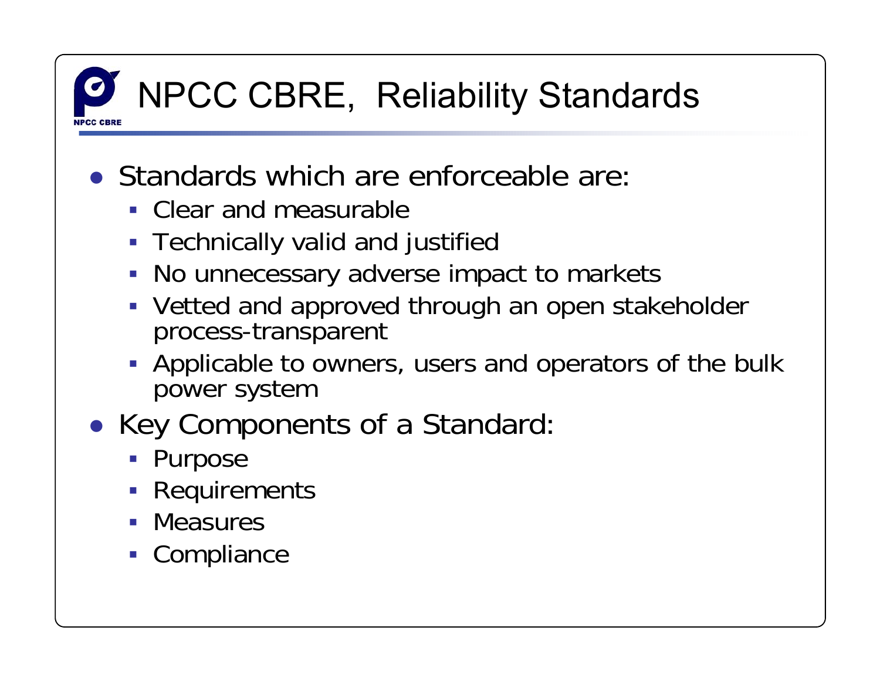# NPCC CBRE, Reliability Standards

- Standards which are enforceable are:
  - Clear and measurable
  - Technically valid and justified
  - No unnecessary adverse impact to markets
  - Vetted and approved through an open stakeholder process-transparent
  - Applicable to owners, users and operators of the bulk power system
- Key Components of a Standard:
  - Purpose
  - Requirements
  - Measures
  - Compliance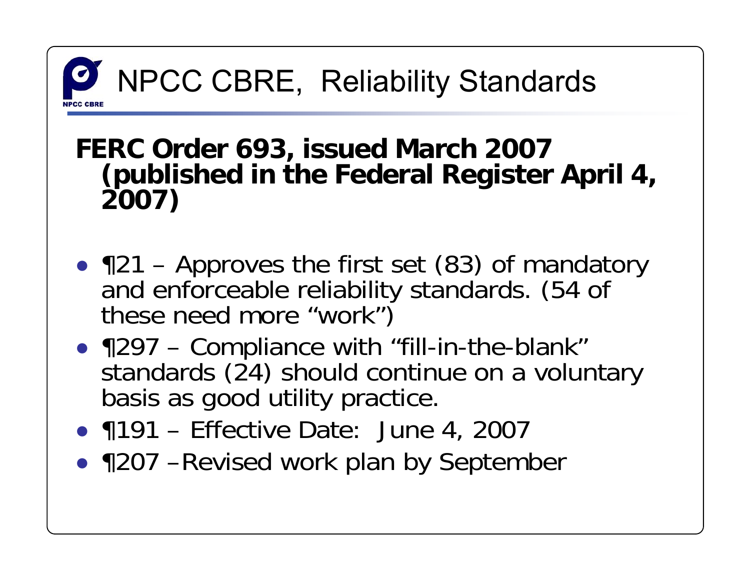# NPCC CBRE, Reliability Standards

**FERC Order 693, issued March 2007 (published in the Federal Register April 4, 2007)**

- ¶21 – Approves the first set (83) of mandatory and enforceable reliability standards. (54 of these need more "work")
- ¶297 – Compliance with "fill-in-the-blank" standards (24) should continue on a voluntary basis as good utility practice.
- ¶191 – Effective Date: June 4, 2007
- ¶207 –Revised work plan by September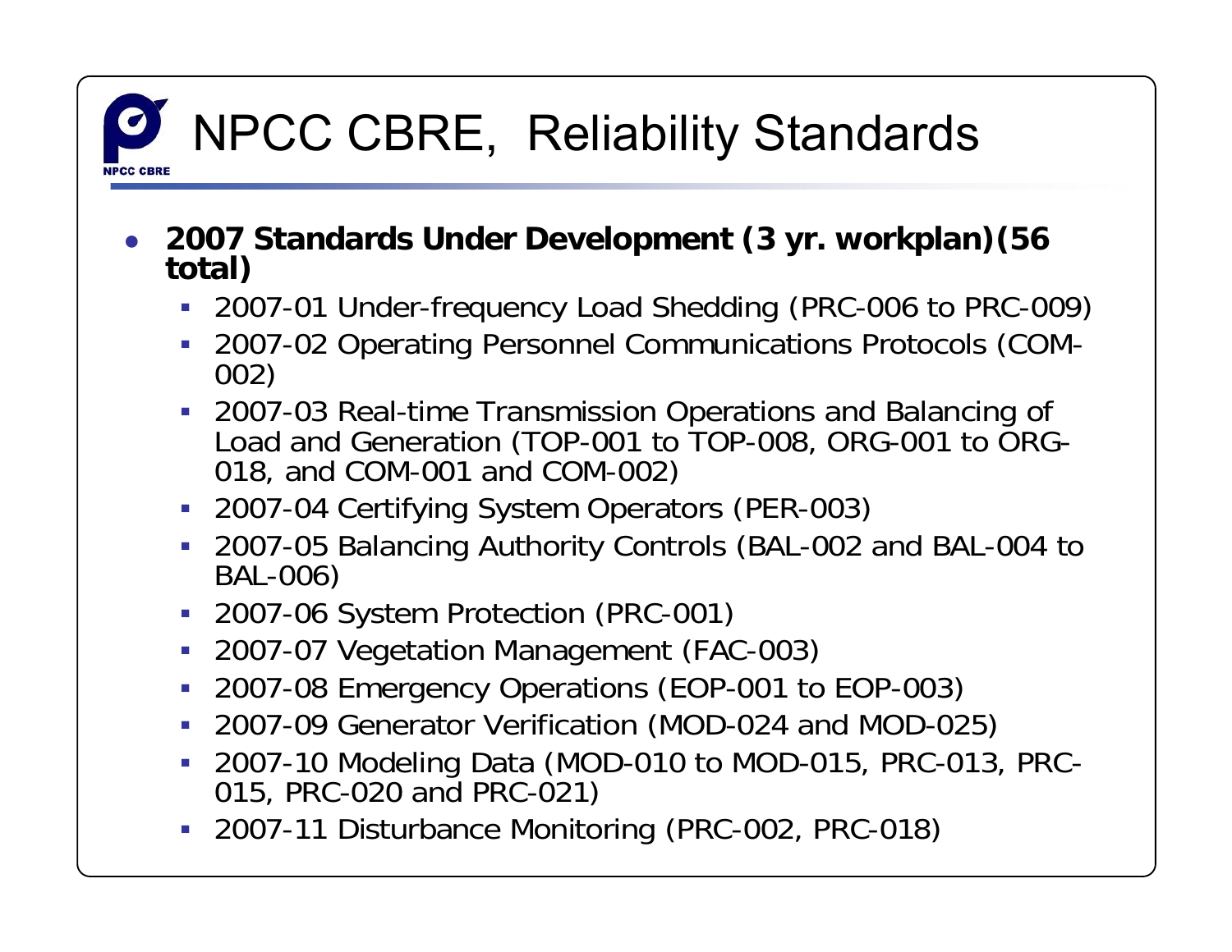# NPCC CBRE, Reliability Standards

- **2007 Standards Under Development (3 yr. workplan)(56 total)**
  - 2007-01 Under-frequency Load Shedding (PRC-006 to PRC-009)
  - 2007-02 Operating Personnel Communications Protocols (COM-002)
  - 2007-03 Real-time Transmission Operations and Balancing of Load and Generation (TOP-001 to TOP-008, ORG-001 to ORG-018, and COM-001 and COM-002)
  - 2007-04 Certifying System Operators (PER-003)
  - 2007-05 Balancing Authority Controls (BAL-002 and BAL-004 to BAL-006)
  - 2007-06 System Protection (PRC-001)
  - 2007-07 Vegetation Management (FAC-003)
  - 2007-08 Emergency Operations (EOP-001 to EOP-003)
  - 2007-09 Generator Verification (MOD-024 and MOD-025)
  - 2007-10 Modeling Data (MOD-010 to MOD-015, PRC-013, PRC-015, PRC-020 and PRC-021)
  - 2007-11 Disturbance Monitoring (PRC-002, PRC-018)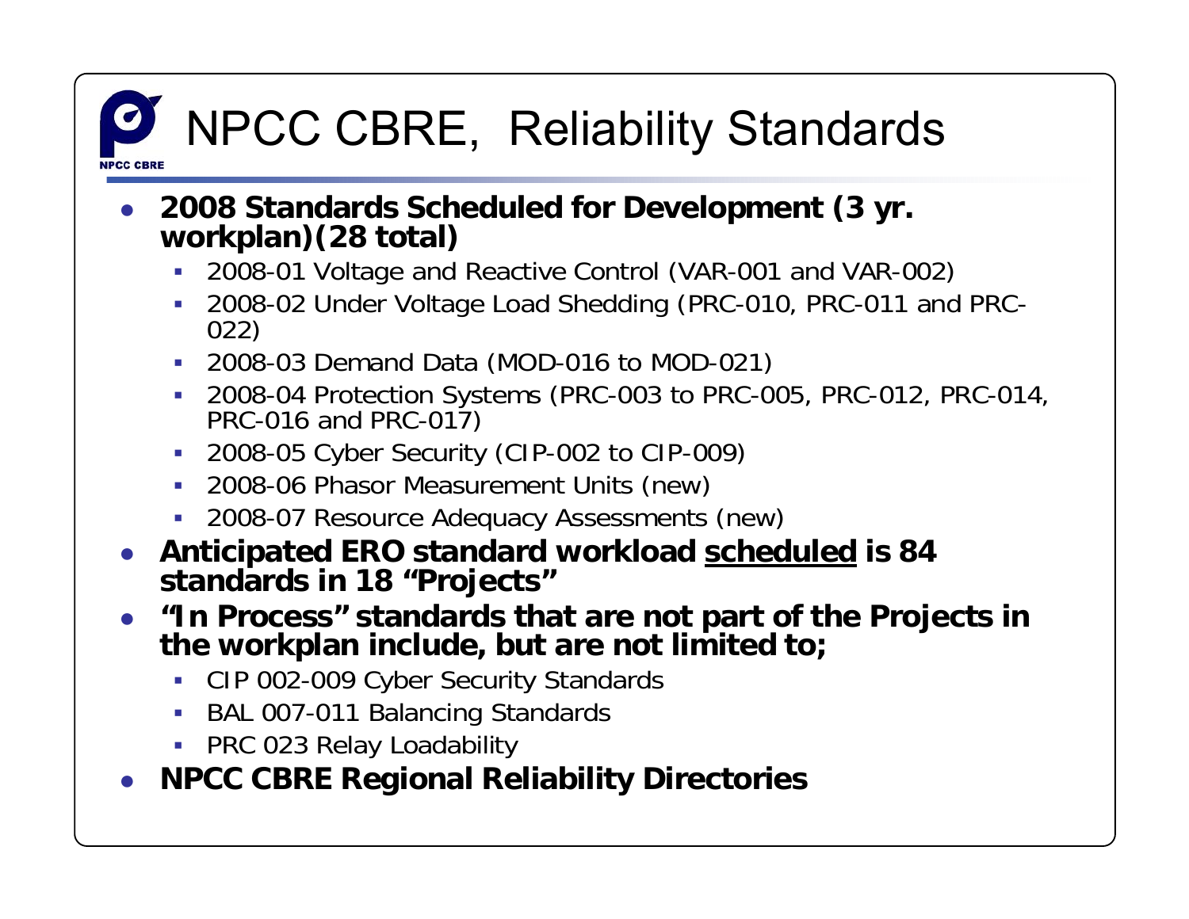# NPCC CBRE, Reliability Standards

- **2008 Standards Scheduled for Development (3 yr. workplan)(28 total)**
  - 2008-01 Voltage and Reactive Control (VAR-001 and VAR-002)
  - 2008-02 Under Voltage Load Shedding (PRC-010, PRC-011 and PRC-022)
  - 2008-03 Demand Data (MOD-016 to MOD-021)
  - 2008-04 Protection Systems (PRC-003 to PRC-005, PRC-012, PRC-014, PRC-016 and PRC-017)
  - 2008-05 Cyber Security (CIP-002 to CIP-009)
  - 2008-06 Phasor Measurement Units (new)
  - 2008-07 Resource Adequacy Assessments (new)
- **Anticipated ERO standard workload <u>scheduled</u> is 84 standards in 18 "Projects"**
- **"In Process" standards that are not part of the Projects in the workplan include, but are not limited to;**
  - CIP 002-009 Cyber Security Standards
  - BAL 007-011 Balancing Standards
  - PRC 023 Relay Loadability
- **NPCC CBRE Regional Reliability Directories**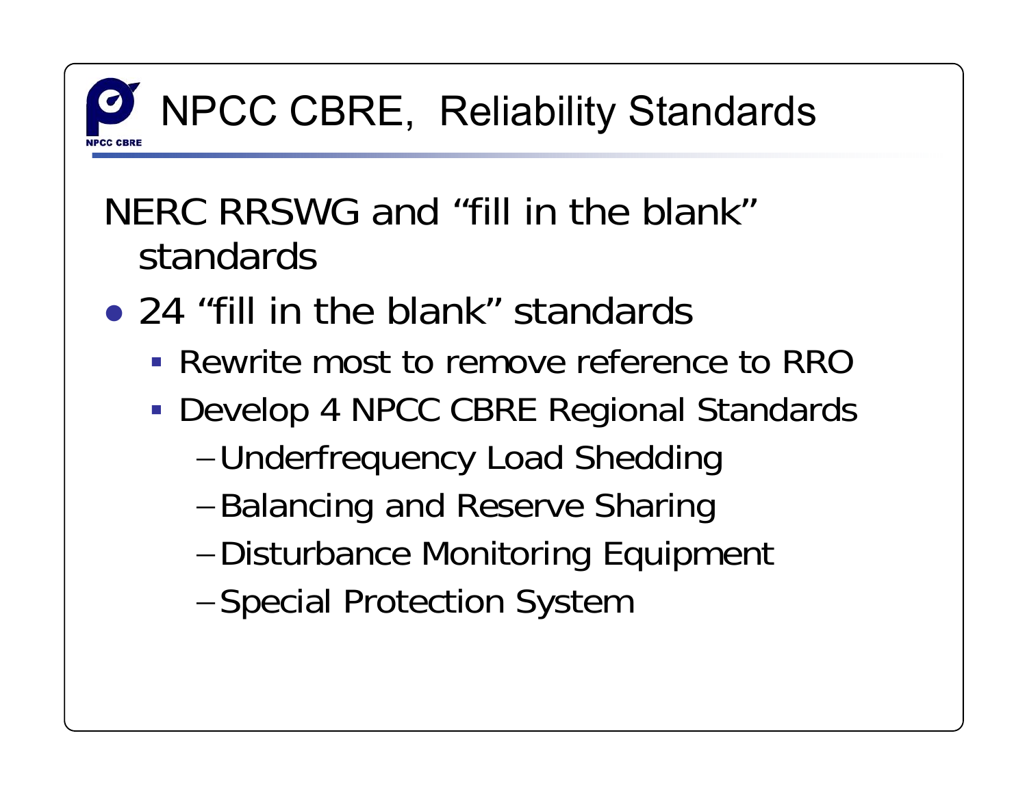# NPCC CBRE, Reliability Standards

NERC RRSWG and "fill in the blank" standards

- 24 "fill in the blank" standards
  - Rewrite most to remove reference to RRO
  - Develop 4 NPCC CBRE Regional Standards
    - Underfrequency Load Shedding
    - Balancing and Reserve Sharing
    - Disturbance Monitoring Equipment
    - Special Protection System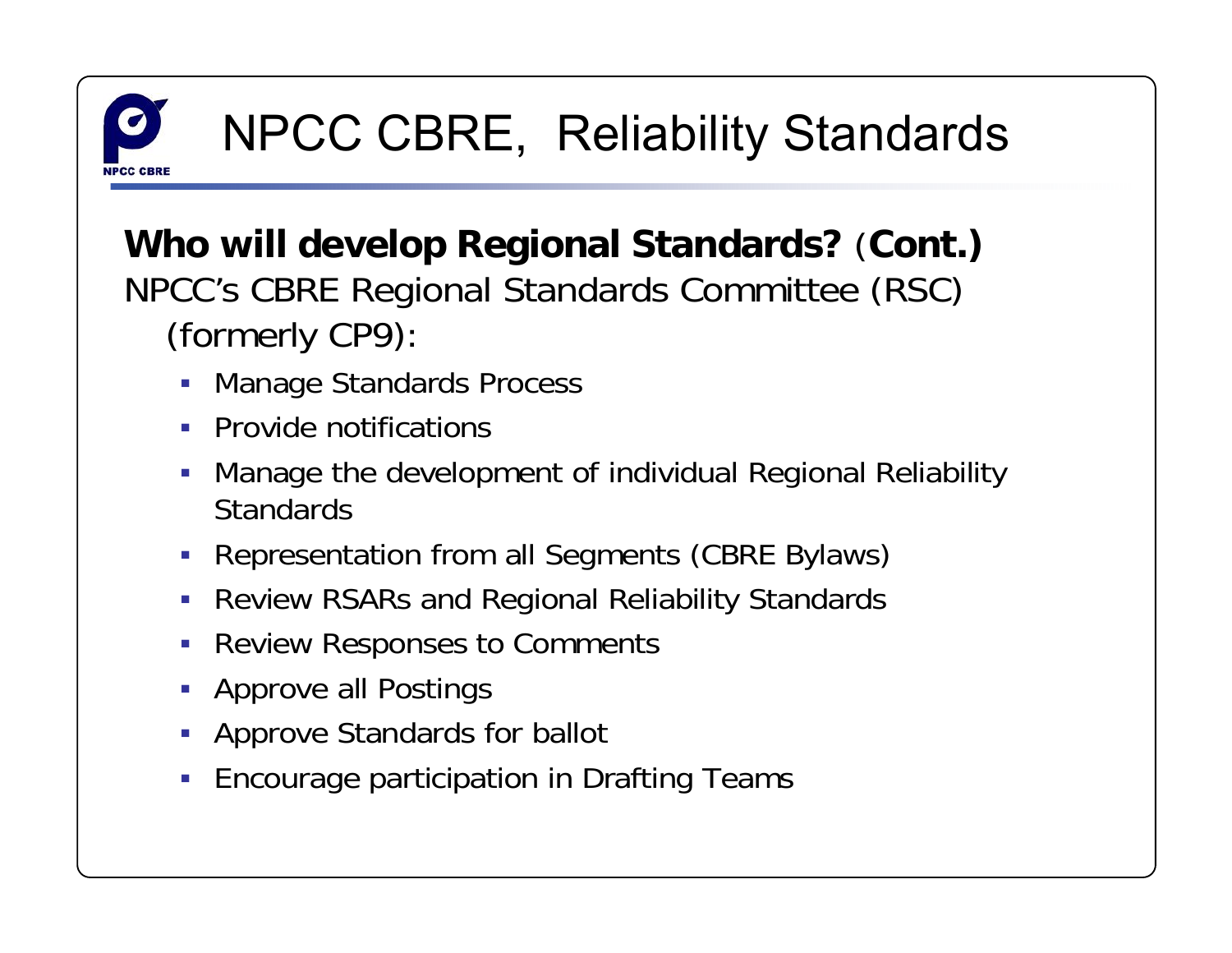# NPCC CBRE, Reliability Standards

**Who will develop Regional Standards? (Cont.)**

NPCC's CBRE Regional Standards Committee (RSC) (formerly CP9):

- Manage Standards Process
- Provide notifications
- Manage the development of individual Regional Reliability Standards
- Representation from all Segments (CBRE Bylaws)
- Review RSARs and Regional Reliability Standards
- Review Responses to Comments
- Approve all Postings
- Approve Standards for ballot
- Encourage participation in Drafting Teams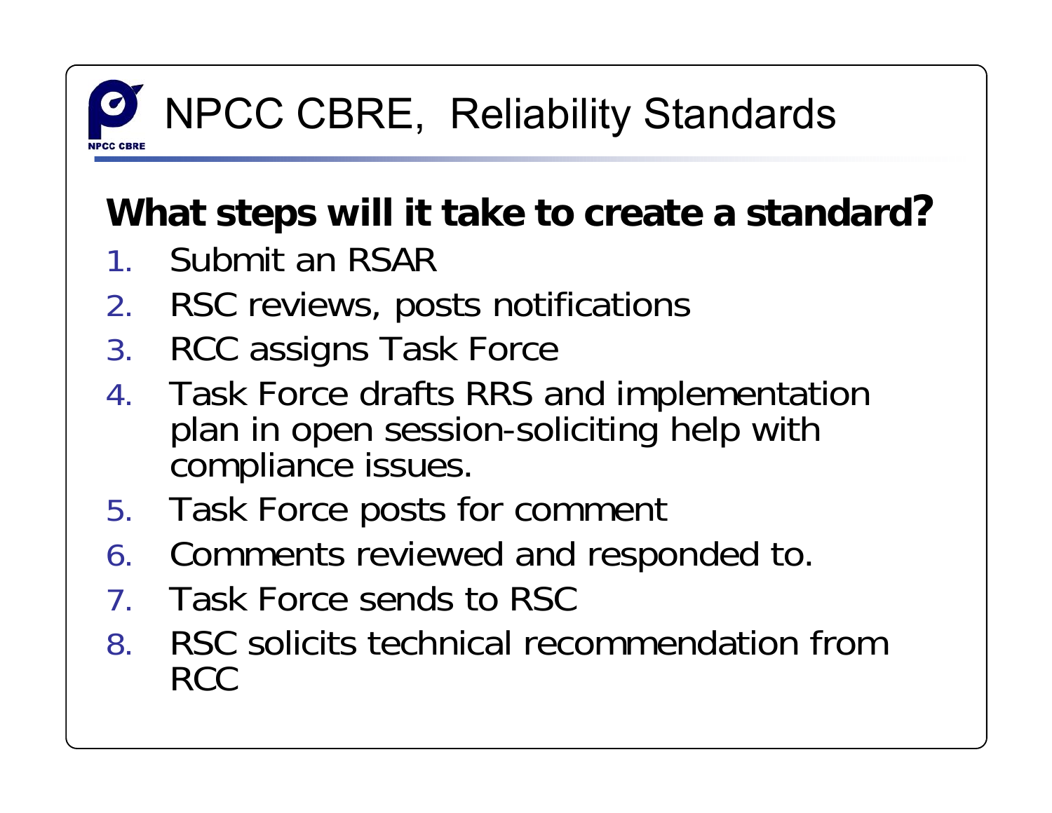# NPCC CBRE, Reliability Standards

## What steps will it take to create a standard?

1. Submit an RSAR
2. RSC reviews, posts notifications
3. RCC assigns Task Force
4. Task Force drafts RRS and implementation plan in open session-soliciting help with compliance issues.
5. Task Force posts for comment
6. Comments reviewed and responded to.
7. Task Force sends to RSC
8. RSC solicits technical recommendation from RCC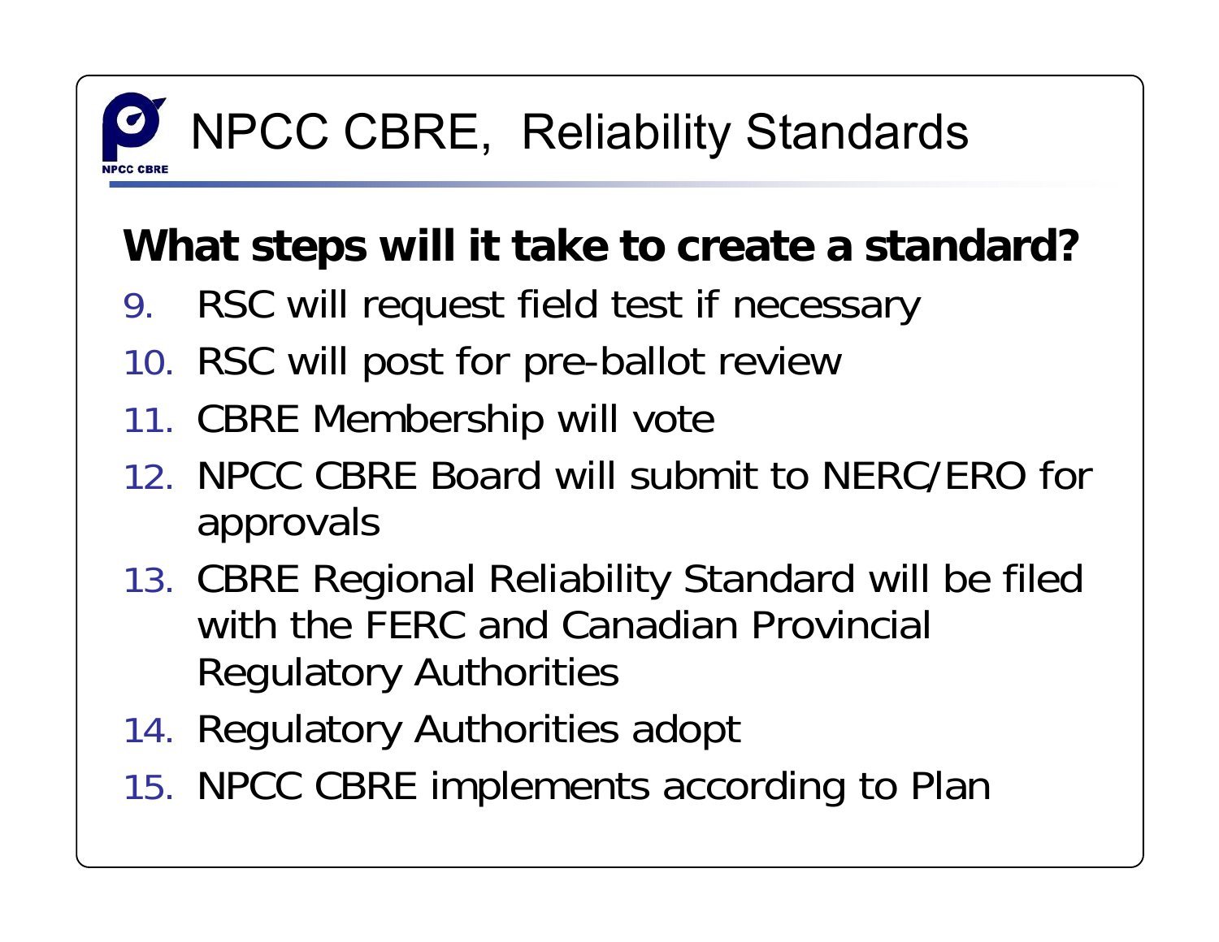# NPCC CBRE, Reliability Standards

## What steps will it take to create a standard?

9. RSC will request field test if necessary
10. RSC will post for pre-ballot review
11. CBRE Membership will vote
12. NPCC CBRE Board will submit to NERC/ERO for approvals
13. CBRE Regional Reliability Standard will be filed with the FERC and Canadian Provincial Regulatory Authorities
14. Regulatory Authorities adopt
15. NPCC CBRE implements according to Plan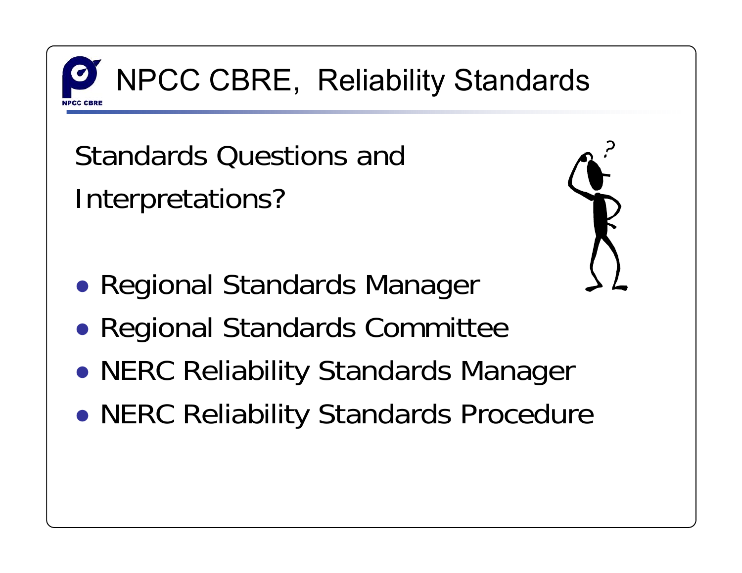# NPCC CBRE, Reliability Standards

Standards Questions and Interpretations?

- Regional Standards Manager
- Regional Standards Committee
- NERC Reliability Standards Manager
- NERC Reliability Standards Procedure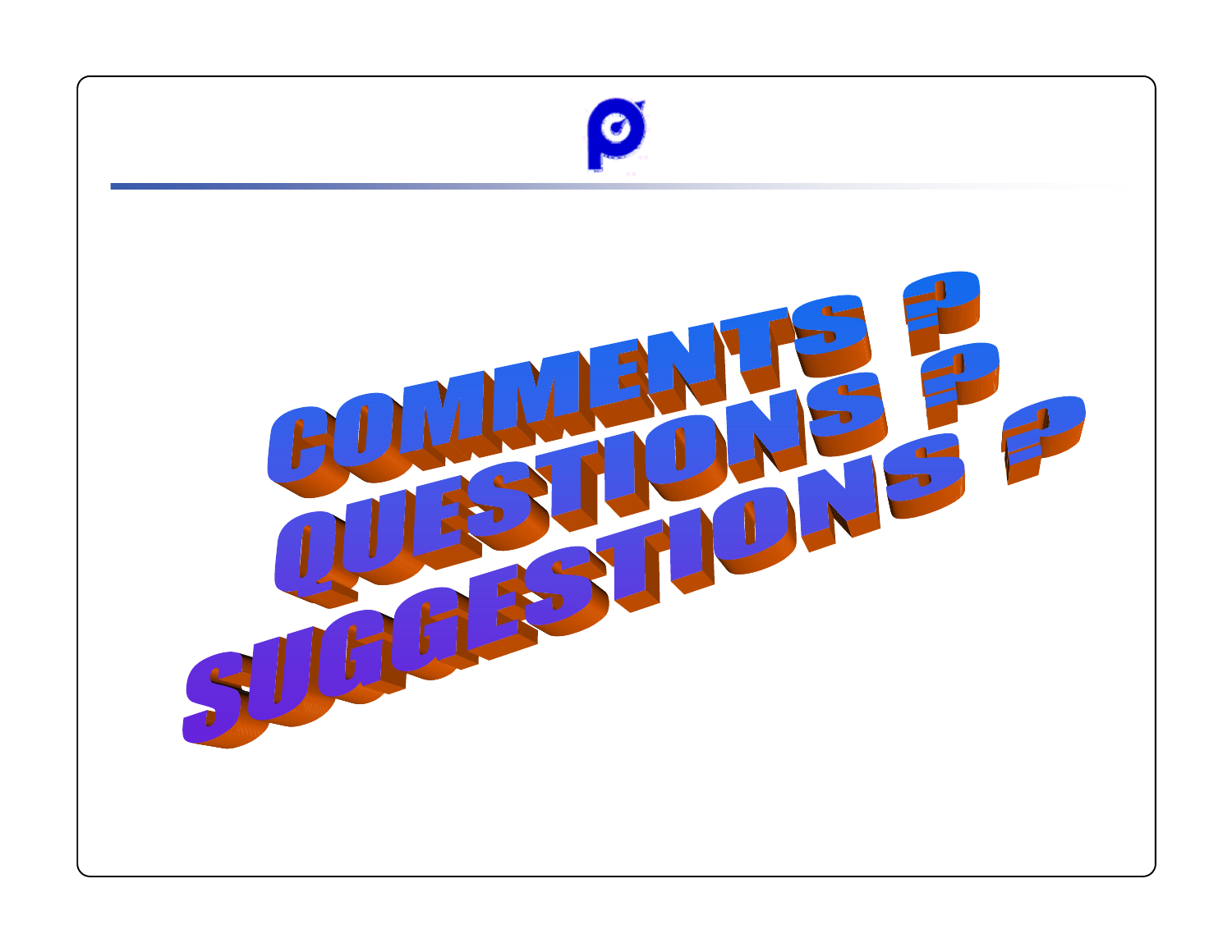COMMENTS ?

QUESTIONS ?

SUGGESTIONS ?